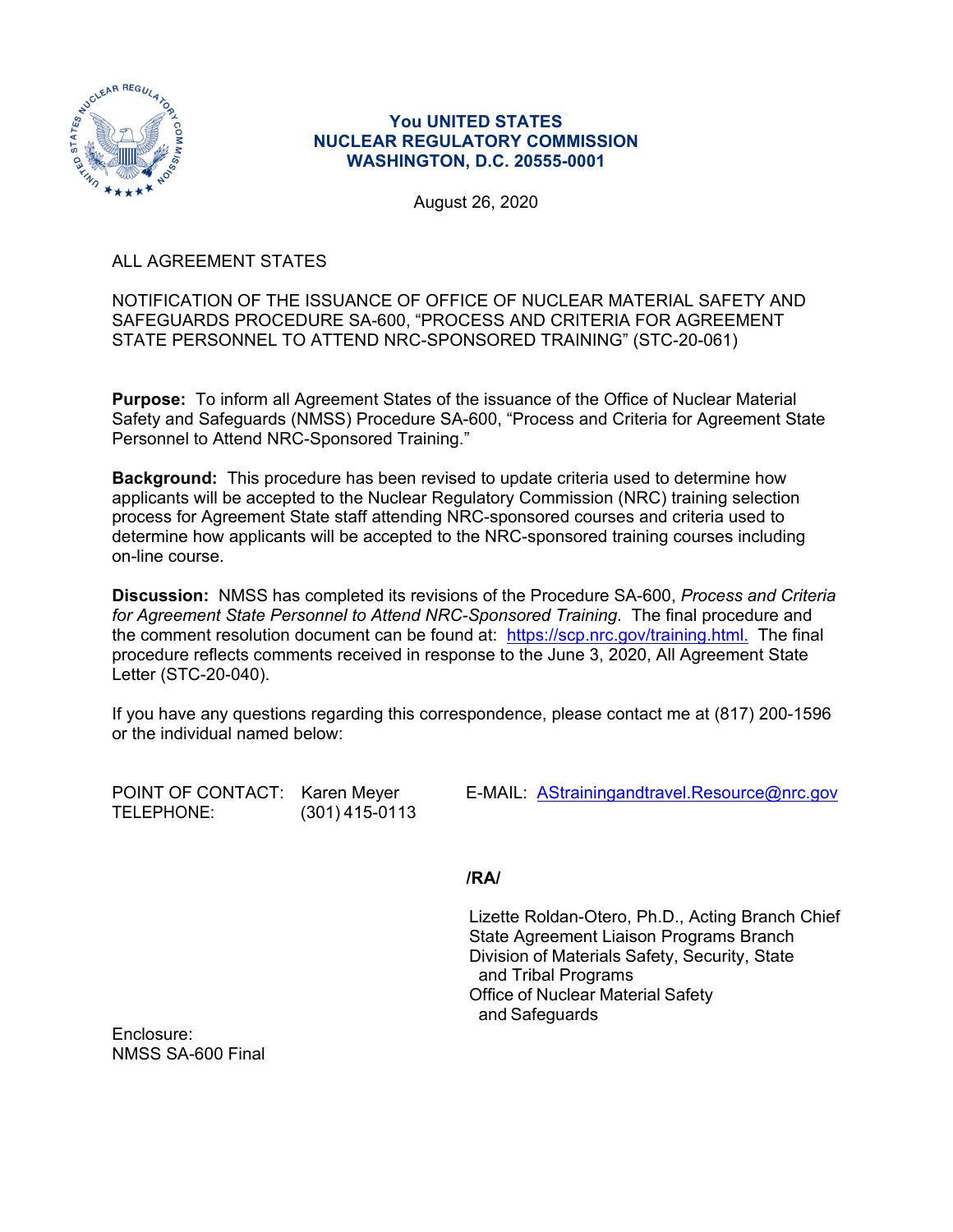**You UNITED STATES**
**NUCLEAR REGULATORY COMMISSION**
**WASHINGTON, D.C. 20555-0001**

August 26, 2020

ALL AGREEMENT STATES

NOTIFICATION OF THE ISSUANCE OF OFFICE OF NUCLEAR MATERIAL SAFETY AND SAFEGUARDS PROCEDURE SA-600, "PROCESS AND CRITERIA FOR AGREEMENT STATE PERSONNEL TO ATTEND NRC-SPONSORED TRAINING" (STC-20-061)

**Purpose:** To inform all Agreement States of the issuance of the Office of Nuclear Material Safety and Safeguards (NMSS) Procedure SA-600, "Process and Criteria for Agreement State Personnel to Attend NRC-Sponsored Training."

**Background:** This procedure has been revised to update criteria used to determine how applicants will be accepted to the Nuclear Regulatory Commission (NRC) training selection process for Agreement State staff attending NRC-sponsored courses and criteria used to determine how applicants will be accepted to the NRC-sponsored training courses including on-line course.

**Discussion:** NMSS has completed its revisions of the Procedure SA-600, *Process and Criteria for Agreement State Personnel to Attend NRC-Sponsored Training*. The final procedure and the comment resolution document can be found at: https://scp.nrc.gov/training.html. The final procedure reflects comments received in response to the June 3, 2020, All Agreement State Letter (STC-20-040).

If you have any questions regarding this correspondence, please contact me at (817) 200-1596 or the individual named below:

POINT OF CONTACT: Karen Meyer E-MAIL: AStrainingandtravel.Resource@nrc.gov
TELEPHONE: (301) 415-0113

**/RA/**

Lizette Roldan-Otero, Ph.D., Acting Branch Chief
State Agreement Liaison Programs Branch
Division of Materials Safety, Security, State and Tribal Programs
Office of Nuclear Material Safety and Safeguards

Enclosure:
NMSS SA-600 Final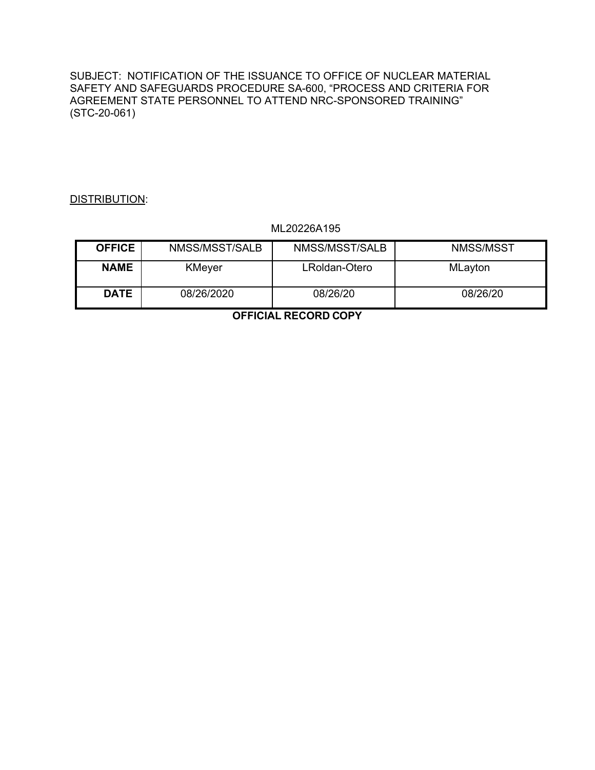SUBJECT: NOTIFICATION OF THE ISSUANCE TO OFFICE OF NUCLEAR MATERIAL SAFETY AND SAFEGUARDS PROCEDURE SA-600, "PROCESS AND CRITERIA FOR AGREEMENT STATE PERSONNEL TO ATTEND NRC-SPONSORED TRAINING" (STC-20-061)

DISTRIBUTION:

ML20226A195

| **OFFICE** | NMSS/MSST/SALB | NMSS/MSST/SALB | NMSS/MSST |
|---|---|---|---|
| **NAME** | KMeyer | LRoldan-Otero | MLayton |
| **DATE** | 08/26/2020 | 08/26/20 | 08/26/20 |

**OFFICIAL RECORD COPY**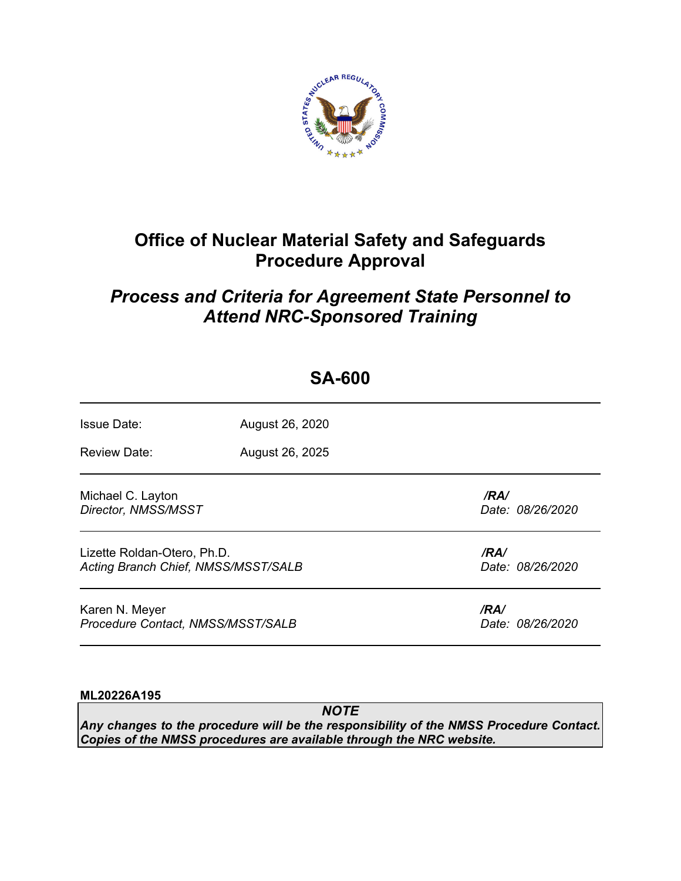# Office of Nuclear Material Safety and Safeguards Procedure Approval

## *Process and Criteria for Agreement State Personnel to Attend NRC-Sponsored Training*

## SA-600

| | |
|---|---|
| Issue Date: | August 26, 2020 |
| Review Date: | August 26, 2025 |

| | |
|---|---|
| Michael C. Layton<br>*Director, NMSS/MSST* | ***/RA/***<br>*Date: 08/26/2020* |
| Lizette Roldan-Otero, Ph.D.<br>*Acting Branch Chief, NMSS/MSST/SALB* | ***/RA/***<br>*Date: 08/26/2020* |
| Karen N. Meyer<br>*Procedure Contact, NMSS/MSST/SALB* | ***/RA/***<br>*Date: 08/26/2020* |

**ML20226A195**

***NOTE***

***Any changes to the procedure will be the responsibility of the NMSS Procedure Contact. Copies of the NMSS procedures are available through the NRC website.***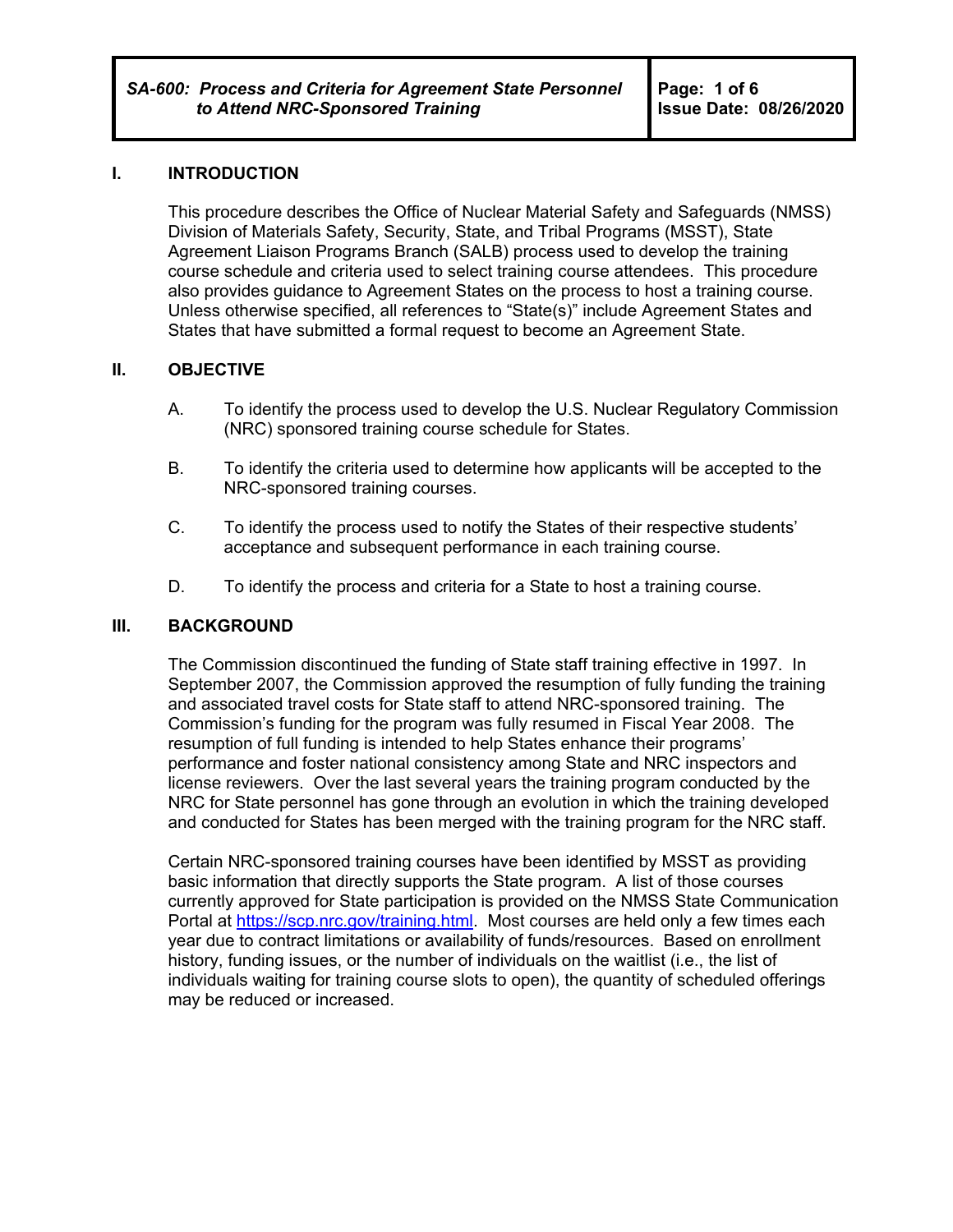## I. INTRODUCTION

This procedure describes the Office of Nuclear Material Safety and Safeguards (NMSS) Division of Materials Safety, Security, State, and Tribal Programs (MSST), State Agreement Liaison Programs Branch (SALB) process used to develop the training course schedule and criteria used to select training course attendees. This procedure also provides guidance to Agreement States on the process to host a training course. Unless otherwise specified, all references to “State(s)” include Agreement States and States that have submitted a formal request to become an Agreement State.

## II. OBJECTIVE

A. To identify the process used to develop the U.S. Nuclear Regulatory Commission (NRC) sponsored training course schedule for States.

B. To identify the criteria used to determine how applicants will be accepted to the NRC-sponsored training courses.

C. To identify the process used to notify the States of their respective students’ acceptance and subsequent performance in each training course.

D. To identify the process and criteria for a State to host a training course.

## III. BACKGROUND

The Commission discontinued the funding of State staff training effective in 1997. In September 2007, the Commission approved the resumption of fully funding the training and associated travel costs for State staff to attend NRC-sponsored training. The Commission’s funding for the program was fully resumed in Fiscal Year 2008. The resumption of full funding is intended to help States enhance their programs’ performance and foster national consistency among State and NRC inspectors and license reviewers. Over the last several years the training program conducted by the NRC for State personnel has gone through an evolution in which the training developed and conducted for States has been merged with the training program for the NRC staff.

Certain NRC-sponsored training courses have been identified by MSST as providing basic information that directly supports the State program. A list of those courses currently approved for State participation is provided on the NMSS State Communication Portal at https://scp.nrc.gov/training.html. Most courses are held only a few times each year due to contract limitations or availability of funds/resources. Based on enrollment history, funding issues, or the number of individuals on the waitlist (i.e., the list of individuals waiting for training course slots to open), the quantity of scheduled offerings may be reduced or increased.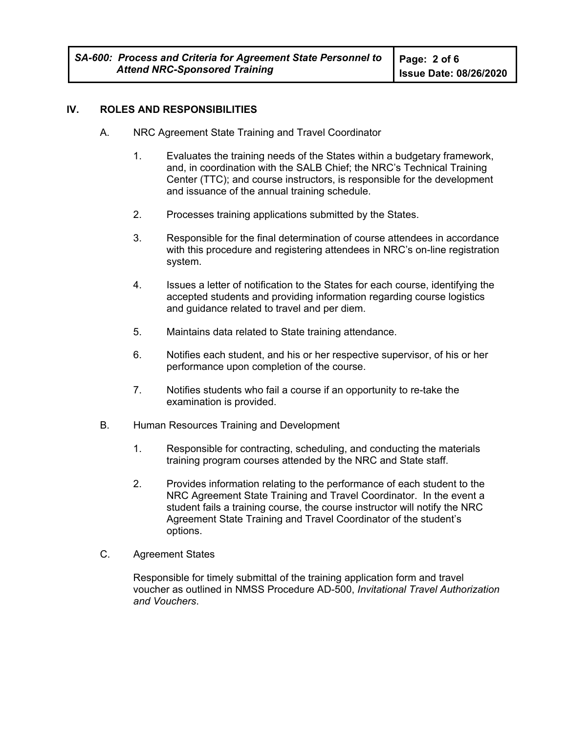## IV. ROLES AND RESPONSIBILITIES

A. NRC Agreement State Training and Travel Coordinator

1. Evaluates the training needs of the States within a budgetary framework, and, in coordination with the SALB Chief; the NRC's Technical Training Center (TTC); and course instructors, is responsible for the development and issuance of the annual training schedule.

2. Processes training applications submitted by the States.

3. Responsible for the final determination of course attendees in accordance with this procedure and registering attendees in NRC's on-line registration system.

4. Issues a letter of notification to the States for each course, identifying the accepted students and providing information regarding course logistics and guidance related to travel and per diem.

5. Maintains data related to State training attendance.

6. Notifies each student, and his or her respective supervisor, of his or her performance upon completion of the course.

7. Notifies students who fail a course if an opportunity to re-take the examination is provided.

B. Human Resources Training and Development

1. Responsible for contracting, scheduling, and conducting the materials training program courses attended by the NRC and State staff.

2. Provides information relating to the performance of each student to the NRC Agreement State Training and Travel Coordinator. In the event a student fails a training course, the course instructor will notify the NRC Agreement State Training and Travel Coordinator of the student's options.

C. Agreement States

Responsible for timely submittal of the training application form and travel voucher as outlined in NMSS Procedure AD-500, *Invitational Travel Authorization and Vouchers*.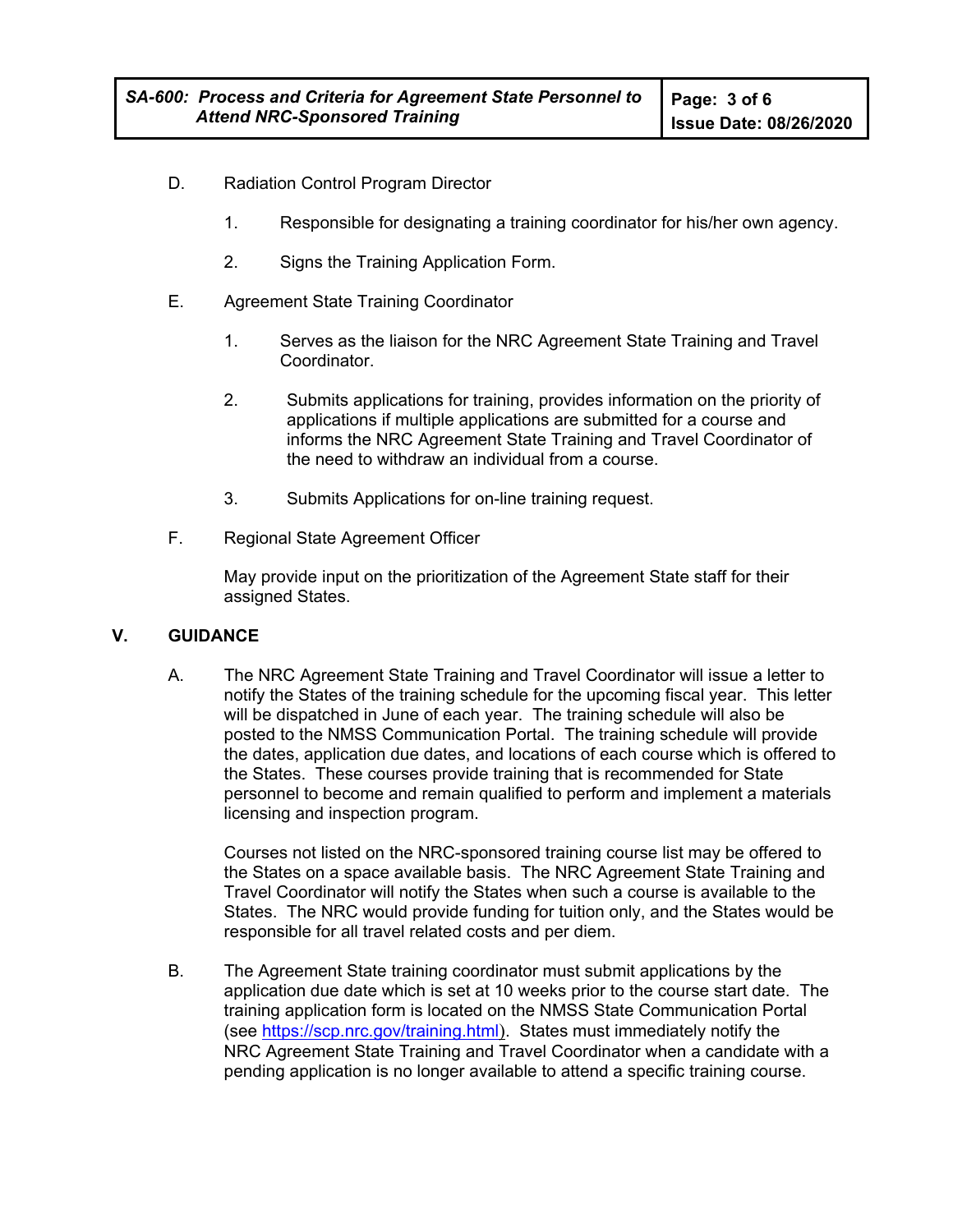D. Radiation Control Program Director

1. Responsible for designating a training coordinator for his/her own agency.

2. Signs the Training Application Form.

E. Agreement State Training Coordinator

1. Serves as the liaison for the NRC Agreement State Training and Travel Coordinator.

2. Submits applications for training, provides information on the priority of applications if multiple applications are submitted for a course and informs the NRC Agreement State Training and Travel Coordinator of the need to withdraw an individual from a course.

3. Submits Applications for on-line training request.

F. Regional State Agreement Officer

May provide input on the prioritization of the Agreement State staff for their assigned States.

## V. GUIDANCE

A. The NRC Agreement State Training and Travel Coordinator will issue a letter to notify the States of the training schedule for the upcoming fiscal year. This letter will be dispatched in June of each year. The training schedule will also be posted to the NMSS Communication Portal. The training schedule will provide the dates, application due dates, and locations of each course which is offered to the States. These courses provide training that is recommended for State personnel to become and remain qualified to perform and implement a materials licensing and inspection program.

Courses not listed on the NRC-sponsored training course list may be offered to the States on a space available basis. The NRC Agreement State Training and Travel Coordinator will notify the States when such a course is available to the States. The NRC would provide funding for tuition only, and the States would be responsible for all travel related costs and per diem.

B. The Agreement State training coordinator must submit applications by the application due date which is set at 10 weeks prior to the course start date. The training application form is located on the NMSS State Communication Portal (see https://scp.nrc.gov/training.html). States must immediately notify the NRC Agreement State Training and Travel Coordinator when a candidate with a pending application is no longer available to attend a specific training course.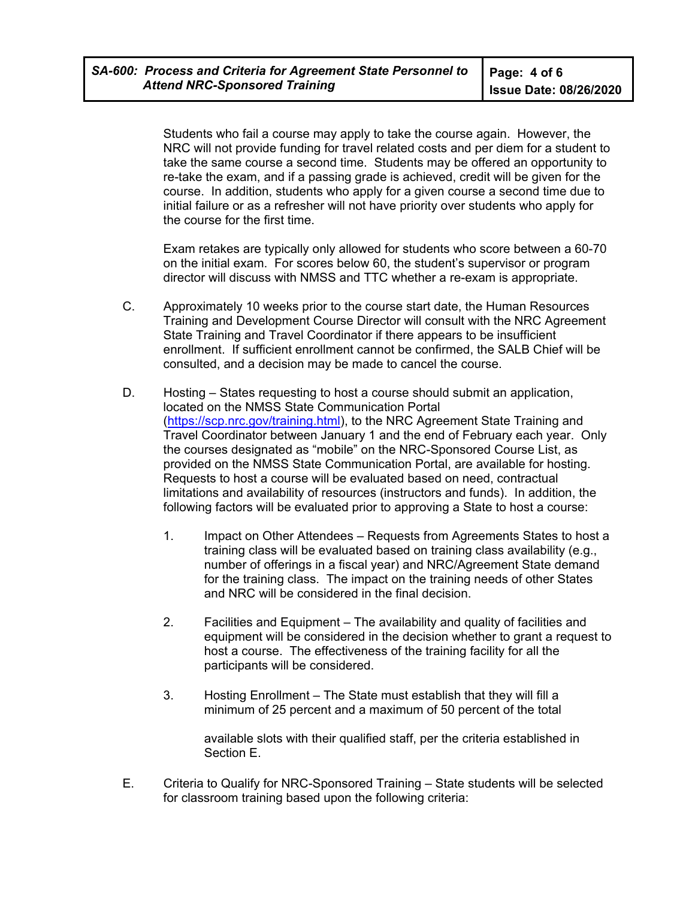Students who fail a course may apply to take the course again. However, the NRC will not provide funding for travel related costs and per diem for a student to take the same course a second time. Students may be offered an opportunity to re-take the exam, and if a passing grade is achieved, credit will be given for the course. In addition, students who apply for a given course a second time due to initial failure or as a refresher will not have priority over students who apply for the course for the first time.

Exam retakes are typically only allowed for students who score between a 60-70 on the initial exam. For scores below 60, the student's supervisor or program director will discuss with NMSS and TTC whether a re-exam is appropriate.

C. Approximately 10 weeks prior to the course start date, the Human Resources Training and Development Course Director will consult with the NRC Agreement State Training and Travel Coordinator if there appears to be insufficient enrollment. If sufficient enrollment cannot be confirmed, the SALB Chief will be consulted, and a decision may be made to cancel the course.

D. Hosting – States requesting to host a course should submit an application, located on the NMSS State Communication Portal (https://scp.nrc.gov/training.html), to the NRC Agreement State Training and Travel Coordinator between January 1 and the end of February each year. Only the courses designated as "mobile" on the NRC-Sponsored Course List, as provided on the NMSS State Communication Portal, are available for hosting. Requests to host a course will be evaluated based on need, contractual limitations and availability of resources (instructors and funds). In addition, the following factors will be evaluated prior to approving a State to host a course:

1. Impact on Other Attendees – Requests from Agreements States to host a training class will be evaluated based on training class availability (e.g., number of offerings in a fiscal year) and NRC/Agreement State demand for the training class. The impact on the training needs of other States and NRC will be considered in the final decision.

2. Facilities and Equipment – The availability and quality of facilities and equipment will be considered in the decision whether to grant a request to host a course. The effectiveness of the training facility for all the participants will be considered.

3. Hosting Enrollment – The State must establish that they will fill a minimum of 25 percent and a maximum of 50 percent of the total available slots with their qualified staff, per the criteria established in Section E.

E. Criteria to Qualify for NRC-Sponsored Training – State students will be selected for classroom training based upon the following criteria: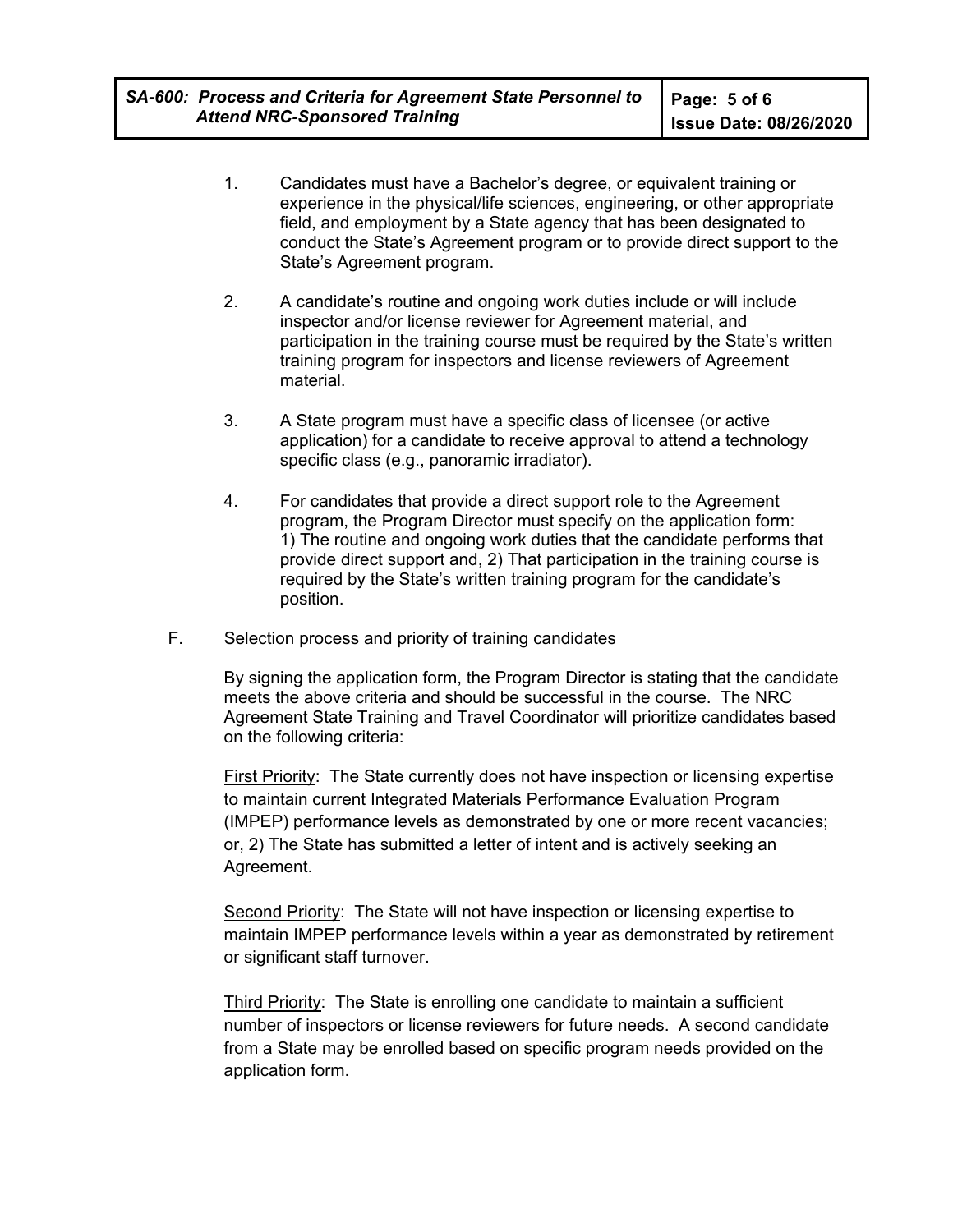1. Candidates must have a Bachelor's degree, or equivalent training or experience in the physical/life sciences, engineering, or other appropriate field, and employment by a State agency that has been designated to conduct the State's Agreement program or to provide direct support to the State's Agreement program.

2. A candidate's routine and ongoing work duties include or will include inspector and/or license reviewer for Agreement material, and participation in the training course must be required by the State's written training program for inspectors and license reviewers of Agreement material.

3. A State program must have a specific class of licensee (or active application) for a candidate to receive approval to attend a technology specific class (e.g., panoramic irradiator).

4. For candidates that provide a direct support role to the Agreement program, the Program Director must specify on the application form: 1) The routine and ongoing work duties that the candidate performs that provide direct support and, 2) That participation in the training course is required by the State's written training program for the candidate's position.

F. Selection process and priority of training candidates

By signing the application form, the Program Director is stating that the candidate meets the above criteria and should be successful in the course. The NRC Agreement State Training and Travel Coordinator will prioritize candidates based on the following criteria:

First Priority: The State currently does not have inspection or licensing expertise to maintain current Integrated Materials Performance Evaluation Program (IMPEP) performance levels as demonstrated by one or more recent vacancies; or, 2) The State has submitted a letter of intent and is actively seeking an Agreement.

Second Priority: The State will not have inspection or licensing expertise to maintain IMPEP performance levels within a year as demonstrated by retirement or significant staff turnover.

Third Priority: The State is enrolling one candidate to maintain a sufficient number of inspectors or license reviewers for future needs. A second candidate from a State may be enrolled based on specific program needs provided on the application form.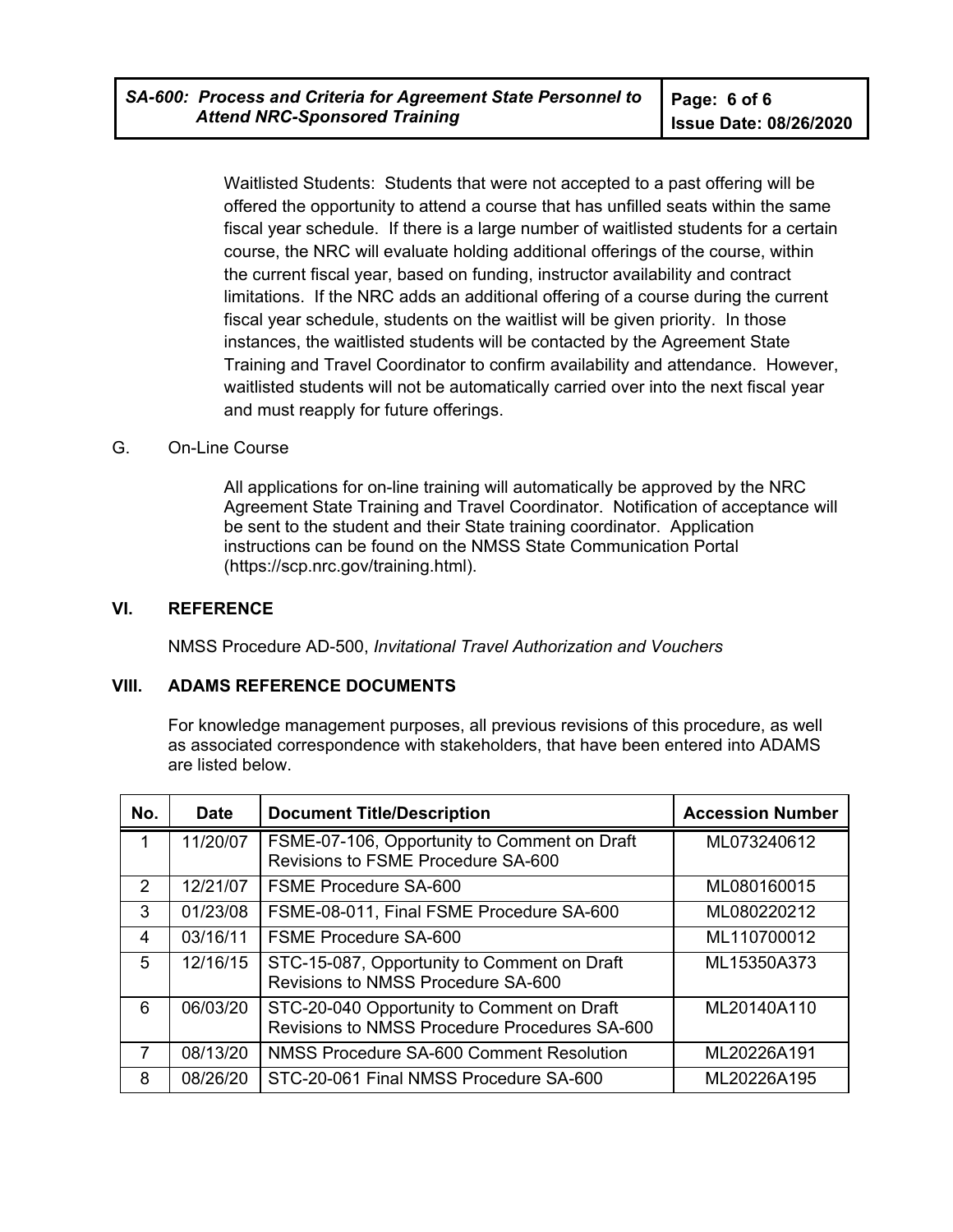Waitlisted Students: Students that were not accepted to a past offering will be offered the opportunity to attend a course that has unfilled seats within the same fiscal year schedule. If there is a large number of waitlisted students for a certain course, the NRC will evaluate holding additional offerings of the course, within the current fiscal year, based on funding, instructor availability and contract limitations. If the NRC adds an additional offering of a course during the current fiscal year schedule, students on the waitlist will be given priority. In those instances, the waitlisted students will be contacted by the Agreement State Training and Travel Coordinator to confirm availability and attendance. However, waitlisted students will not be automatically carried over into the next fiscal year and must reapply for future offerings.

G. On-Line Course

All applications for on-line training will automatically be approved by the NRC Agreement State Training and Travel Coordinator. Notification of acceptance will be sent to the student and their State training coordinator. Application instructions can be found on the NMSS State Communication Portal (https://scp.nrc.gov/training.html).

## VI. REFERENCE

NMSS Procedure AD-500, *Invitational Travel Authorization and Vouchers*

## VIII. ADAMS REFERENCE DOCUMENTS

For knowledge management purposes, all previous revisions of this procedure, as well as associated correspondence with stakeholders, that have been entered into ADAMS are listed below.

| No. | Date | Document Title/Description | Accession Number |
|---|---|---|---|
| 1 | 11/20/07 | FSME-07-106, Opportunity to Comment on Draft Revisions to FSME Procedure SA-600 | ML073240612 |
| 2 | 12/21/07 | FSME Procedure SA-600 | ML080160015 |
| 3 | 01/23/08 | FSME-08-011, Final FSME Procedure SA-600 | ML080220212 |
| 4 | 03/16/11 | FSME Procedure SA-600 | ML110700012 |
| 5 | 12/16/15 | STC-15-087, Opportunity to Comment on Draft Revisions to NMSS Procedure SA-600 | ML15350A373 |
| 6 | 06/03/20 | STC-20-040 Opportunity to Comment on Draft Revisions to NMSS Procedure Procedures SA-600 | ML20140A110 |
| 7 | 08/13/20 | NMSS Procedure SA-600 Comment Resolution | ML20226A191 |
| 8 | 08/26/20 | STC-20-061 Final NMSS Procedure SA-600 | ML20226A195 |